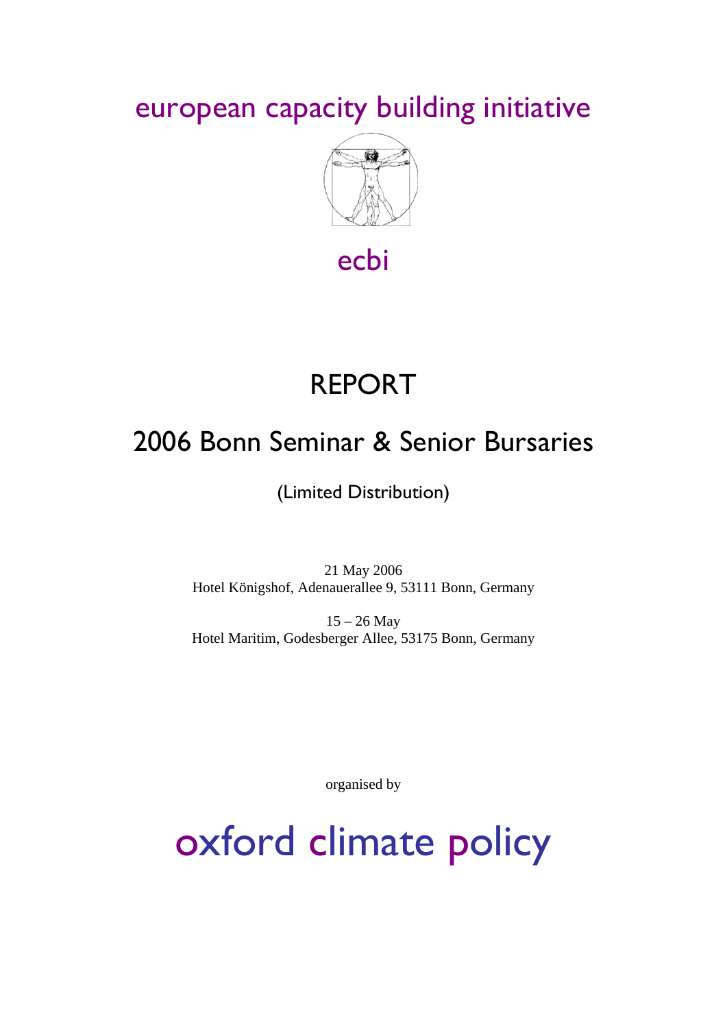european capacity building initiative

ecbi

# REPORT

## 2006 Bonn Seminar & Senior Bursaries

(Limited Distribution)

21 May 2006
Hotel Königshof, Adenauerallee 9, 53111 Bonn, Germany

15 – 26 May
Hotel Maritim, Godesberger Allee, 53175 Bonn, Germany

organised by

oxford climate policy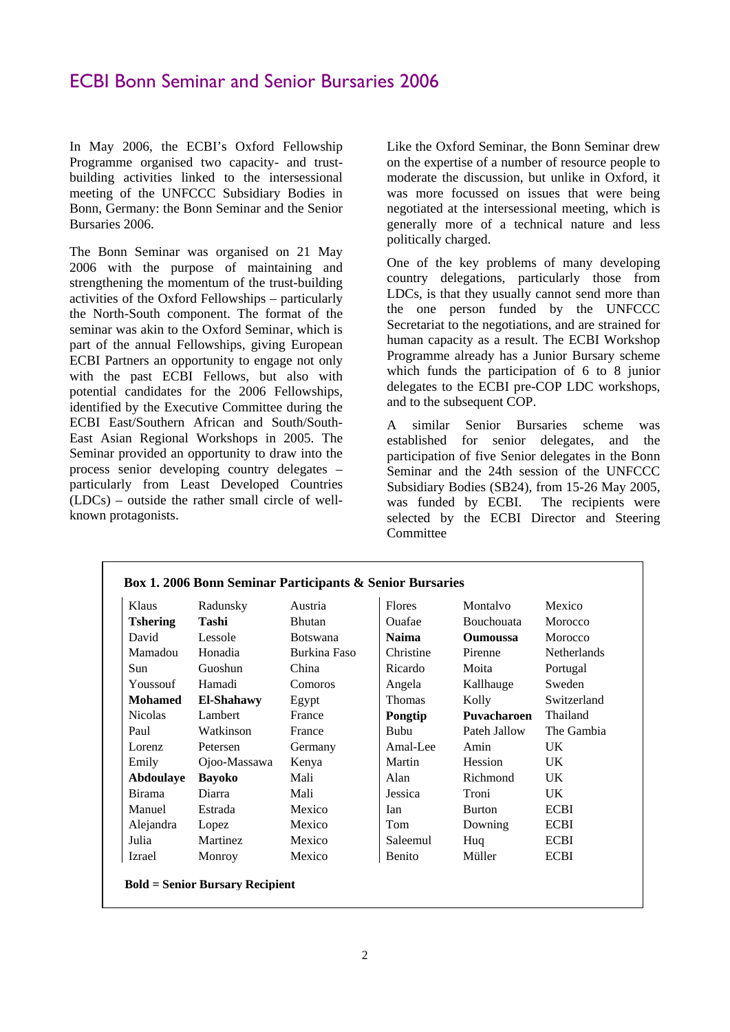## ECBI Bonn Seminar and Senior Bursaries 2006

In May 2006, the ECBI's Oxford Fellowship Programme organised two capacity- and trust-building activities linked to the intersessional meeting of the UNFCCC Subsidiary Bodies in Bonn, Germany: the Bonn Seminar and the Senior Bursaries 2006.

The Bonn Seminar was organised on 21 May 2006 with the purpose of maintaining and strengthening the momentum of the trust-building activities of the Oxford Fellowships – particularly the North-South component. The format of the seminar was akin to the Oxford Seminar, which is part of the annual Fellowships, giving European ECBI Partners an opportunity to engage not only with the past ECBI Fellows, but also with potential candidates for the 2006 Fellowships, identified by the Executive Committee during the ECBI East/Southern African and South/South-East Asian Regional Workshops in 2005. The Seminar provided an opportunity to draw into the process senior developing country delegates – particularly from Least Developed Countries (LDCs) – outside the rather small circle of well-known protagonists.

Like the Oxford Seminar, the Bonn Seminar drew on the expertise of a number of resource people to moderate the discussion, but unlike in Oxford, it was more focussed on issues that were being negotiated at the intersessional meeting, which is generally more of a technical nature and less politically charged.

One of the key problems of many developing country delegations, particularly those from LDCs, is that they usually cannot send more than the one person funded by the UNFCCC Secretariat to the negotiations, and are strained for human capacity as a result. The ECBI Workshop Programme already has a Junior Bursary scheme which funds the participation of 6 to 8 junior delegates to the ECBI pre-COP LDC workshops, and to the subsequent COP.

A similar Senior Bursaries scheme was established for senior delegates, and the participation of five Senior delegates in the Bonn Seminar and the 24th session of the UNFCCC Subsidiary Bodies (SB24), from 15-26 May 2005, was funded by ECBI. The recipients were selected by the ECBI Director and Steering Committee

**Box 1. 2006 Bonn Seminar Participants & Senior Bursaries**

| | | | | | |
|---|---|---|---|---|---|
| Klaus | Radunsky | Austria | Flores | Montalvo | Mexico |
| **Tshering** | **Tashi** | Bhutan | Ouafae | Bouchouata | Morocco |
| David | Lessole | Botswana | **Naima** | **Oumoussa** | Morocco |
| Mamadou | Honadia | Burkina Faso | Christine | Pirenne | Netherlands |
| Sun | Guoshun | China | Ricardo | Moita | Portugal |
| Youssouf | Hamadi | Comoros | Angela | Kallhauge | Sweden |
| **Mohamed** | **El-Shahawy** | Egypt | Thomas | Kolly | Switzerland |
| Nicolas | Lambert | France | **Pongtip** | **Puvacharoen** | Thailand |
| Paul | Watkinson | France | Bubu | Pateh Jallow | The Gambia |
| Lorenz | Petersen | Germany | Amal-Lee | Amin | UK |
| Emily | Ojoo-Massawa | Kenya | Martin | Hession | UK |
| **Abdoulaye** | **Bayoko** | Mali | Alan | Richmond | UK |
| Birama | Diarra | Mali | Jessica | Troni | UK |
| Manuel | Estrada | Mexico | Ian | Burton | ECBI |
| Alejandra | Lopez | Mexico | Tom | Downing | ECBI |
| Julia | Martinez | Mexico | Saleemul | Huq | ECBI |
| Izrael | Monroy | Mexico | Benito | Müller | ECBI |

**Bold = Senior Bursary Recipient**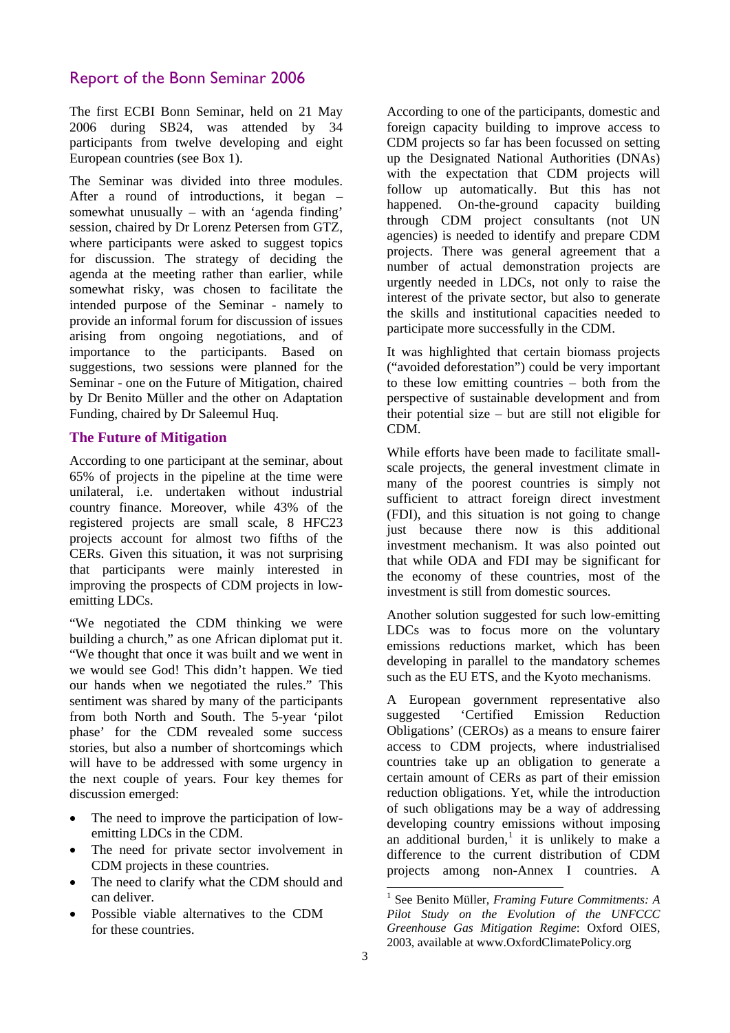# Report of the Bonn Seminar 2006

The first ECBI Bonn Seminar, held on 21 May 2006 during SB24, was attended by 34 participants from twelve developing and eight European countries (see Box 1).

The Seminar was divided into three modules. After a round of introductions, it began – somewhat unusually – with an 'agenda finding' session, chaired by Dr Lorenz Petersen from GTZ, where participants were asked to suggest topics for discussion. The strategy of deciding the agenda at the meeting rather than earlier, while somewhat risky, was chosen to facilitate the intended purpose of the Seminar - namely to provide an informal forum for discussion of issues arising from ongoing negotiations, and of importance to the participants. Based on suggestions, two sessions were planned for the Seminar - one on the Future of Mitigation, chaired by Dr Benito Müller and the other on Adaptation Funding, chaired by Dr Saleemul Huq.

## The Future of Mitigation

According to one participant at the seminar, about 65% of projects in the pipeline at the time were unilateral, i.e. undertaken without industrial country finance. Moreover, while 43% of the registered projects are small scale, 8 HFC23 projects account for almost two fifths of the CERs. Given this situation, it was not surprising that participants were mainly interested in improving the prospects of CDM projects in low-emitting LDCs.

"We negotiated the CDM thinking we were building a church," as one African diplomat put it. "We thought that once it was built and we went in we would see God! This didn't happen. We tied our hands when we negotiated the rules." This sentiment was shared by many of the participants from both North and South. The 5-year 'pilot phase' for the CDM revealed some success stories, but also a number of shortcomings which will have to be addressed with some urgency in the next couple of years. Four key themes for discussion emerged:

- The need to improve the participation of low-emitting LDCs in the CDM.
- The need for private sector involvement in CDM projects in these countries.
- The need to clarify what the CDM should and can deliver.
- Possible viable alternatives to the CDM for these countries.

According to one of the participants, domestic and foreign capacity building to improve access to CDM projects so far has been focussed on setting up the Designated National Authorities (DNAs) with the expectation that CDM projects will follow up automatically. But this has not happened. On-the-ground capacity building through CDM project consultants (not UN agencies) is needed to identify and prepare CDM projects. There was general agreement that a number of actual demonstration projects are urgently needed in LDCs, not only to raise the interest of the private sector, but also to generate the skills and institutional capacities needed to participate more successfully in the CDM.

It was highlighted that certain biomass projects ("avoided deforestation") could be very important to these low emitting countries – both from the perspective of sustainable development and from their potential size – but are still not eligible for CDM.

While efforts have been made to facilitate small-scale projects, the general investment climate in many of the poorest countries is simply not sufficient to attract foreign direct investment (FDI), and this situation is not going to change just because there now is this additional investment mechanism. It was also pointed out that while ODA and FDI may be significant for the economy of these countries, most of the investment is still from domestic sources.

Another solution suggested for such low-emitting LDCs was to focus more on the voluntary emissions reductions market, which has been developing in parallel to the mandatory schemes such as the EU ETS, and the Kyoto mechanisms.

A European government representative also suggested 'Certified Emission Reduction Obligations' (CEROs) as a means to ensure fairer access to CDM projects, where industrialised countries take up an obligation to generate a certain amount of CERs as part of their emission reduction obligations. Yet, while the introduction of such obligations may be a way of addressing developing country emissions without imposing an additional burden,[1] it is unlikely to make a difference to the current distribution of CDM projects among non-Annex I countries. A

[1] See Benito Müller, *Framing Future Commitments: A Pilot Study on the Evolution of the UNFCCC Greenhouse Gas Mitigation Regime*: Oxford OIES, 2003, available at www.OxfordClimatePolicy.org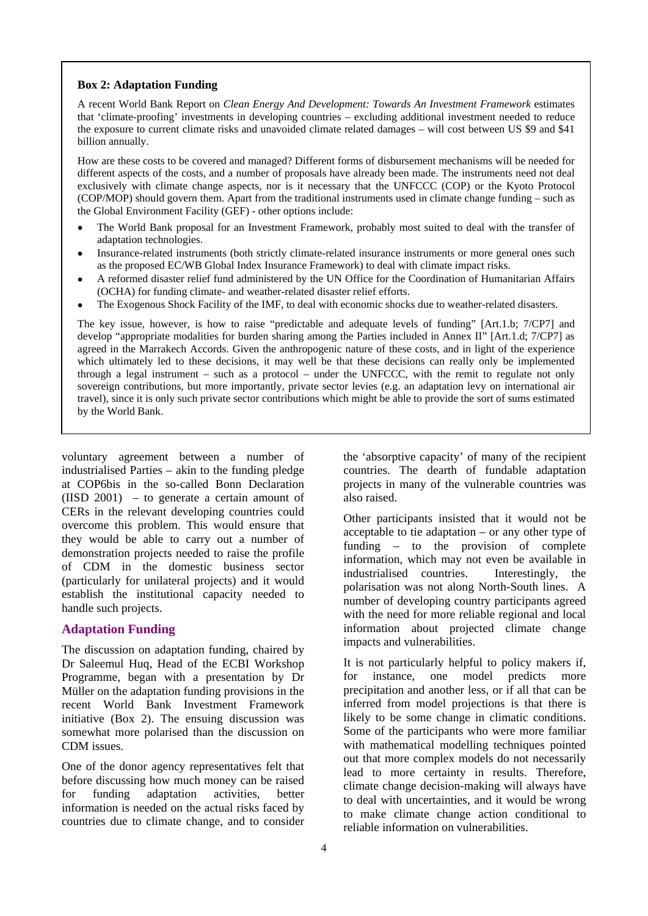**Box 2: Adaptation Funding**

A recent World Bank Report on *Clean Energy And Development: Towards An Investment Framework* estimates that 'climate-proofing' investments in developing countries – excluding additional investment needed to reduce the exposure to current climate risks and unavoided climate related damages – will cost between US $9 and $41 billion annually.

How are these costs to be covered and managed? Different forms of disbursement mechanisms will be needed for different aspects of the costs, and a number of proposals have already been made. The instruments need not deal exclusively with climate change aspects, nor is it necessary that the UNFCCC (COP) or the Kyoto Protocol (COP/MOP) should govern them. Apart from the traditional instruments used in climate change funding – such as the Global Environment Facility (GEF) - other options include:

- The World Bank proposal for an Investment Framework, probably most suited to deal with the transfer of adaptation technologies.
- Insurance-related instruments (both strictly climate-related insurance instruments or more general ones such as the proposed EC/WB Global Index Insurance Framework) to deal with climate impact risks.
- A reformed disaster relief fund administered by the UN Office for the Coordination of Humanitarian Affairs (OCHA) for funding climate- and weather-related disaster relief efforts.
- The Exogenous Shock Facility of the IMF, to deal with economic shocks due to weather-related disasters.

The key issue, however, is how to raise "predictable and adequate levels of funding" [Art.1.b; 7/CP7] and develop "appropriate modalities for burden sharing among the Parties included in Annex II" [Art.1.d; 7/CP7] as agreed in the Marrakech Accords. Given the anthropogenic nature of these costs, and in light of the experience which ultimately led to these decisions, it may well be that these decisions can really only be implemented through a legal instrument – such as a protocol – under the UNFCCC, with the remit to regulate not only sovereign contributions, but more importantly, private sector levies (e.g. an adaptation levy on international air travel), since it is only such private sector contributions which might be able to provide the sort of sums estimated by the World Bank.

voluntary agreement between a number of industrialised Parties – akin to the funding pledge at COP6bis in the so-called Bonn Declaration (IISD 2001) – to generate a certain amount of CERs in the relevant developing countries could overcome this problem. This would ensure that they would be able to carry out a number of demonstration projects needed to raise the profile of CDM in the domestic business sector (particularly for unilateral projects) and it would establish the institutional capacity needed to handle such projects.

## Adaptation Funding

The discussion on adaptation funding, chaired by Dr Saleemul Huq, Head of the ECBI Workshop Programme, began with a presentation by Dr Müller on the adaptation funding provisions in the recent World Bank Investment Framework initiative (Box 2). The ensuing discussion was somewhat more polarised than the discussion on CDM issues.

One of the donor agency representatives felt that before discussing how much money can be raised for funding adaptation activities, better information is needed on the actual risks faced by countries due to climate change, and to consider the 'absorptive capacity' of many of the recipient countries. The dearth of fundable adaptation projects in many of the vulnerable countries was also raised.

Other participants insisted that it would not be acceptable to tie adaptation – or any other type of funding – to the provision of complete information, which may not even be available in industrialised countries. Interestingly, the polarisation was not along North-South lines. A number of developing country participants agreed with the need for more reliable regional and local information about projected climate change impacts and vulnerabilities.

It is not particularly helpful to policy makers if, for instance, one model predicts more precipitation and another less, or if all that can be inferred from model projections is that there is likely to be some change in climatic conditions. Some of the participants who were more familiar with mathematical modelling techniques pointed out that more complex models do not necessarily lead to more certainty in results. Therefore, climate change decision-making will always have to deal with uncertainties, and it would be wrong to make climate change action conditional to reliable information on vulnerabilities.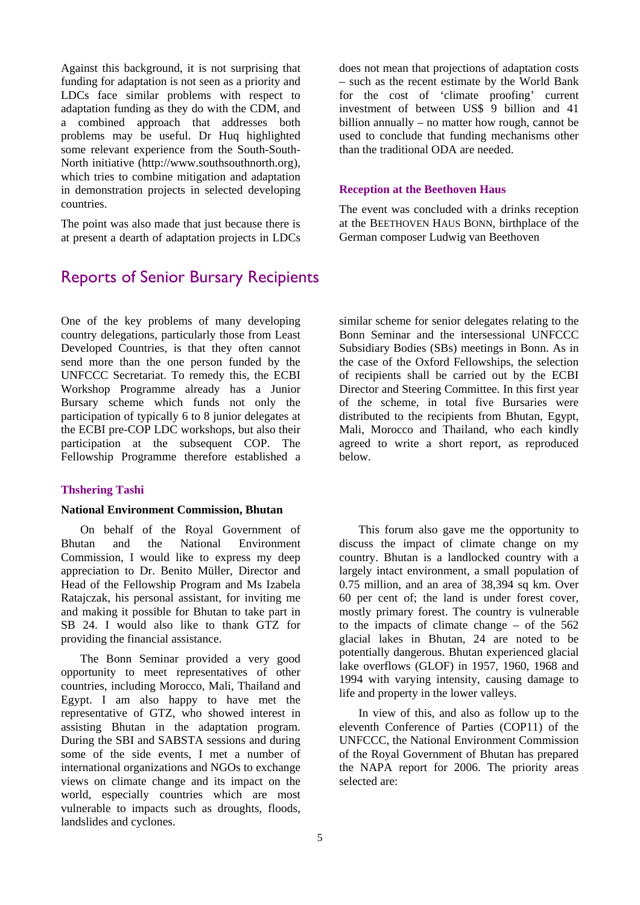Against this background, it is not surprising that funding for adaptation is not seen as a priority and LDCs face similar problems with respect to adaptation funding as they do with the CDM, and a combined approach that addresses both problems may be useful. Dr Huq highlighted some relevant experience from the South-South-North initiative (http://www.southsouthnorth.org), which tries to combine mitigation and adaptation in demonstration projects in selected developing countries.

The point was also made that just because there is at present a dearth of adaptation projects in LDCs does not mean that projections of adaptation costs – such as the recent estimate by the World Bank for the cost of 'climate proofing' current investment of between US$ 9 billion and 41 billion annually – no matter how rough, cannot be used to conclude that funding mechanisms other than the traditional ODA are needed.

### Reception at the Beethoven Haus

The event was concluded with a drinks reception at the BEETHOVEN HAUS BONN, birthplace of the German composer Ludwig van Beethoven

## Reports of Senior Bursary Recipients

One of the key problems of many developing country delegations, particularly those from Least Developed Countries, is that they often cannot send more than the one person funded by the UNFCCC Secretariat. To remedy this, the ECBI Workshop Programme already has a Junior Bursary scheme which funds not only the participation of typically 6 to 8 junior delegates at the ECBI pre-COP LDC workshops, but also their participation at the subsequent COP. The Fellowship Programme therefore established a similar scheme for senior delegates relating to the Bonn Seminar and the intersessional UNFCCC Subsidiary Bodies (SBs) meetings in Bonn. As in the case of the Oxford Fellowships, the selection of recipients shall be carried out by the ECBI Director and Steering Committee. In this first year of the scheme, in total five Bursaries were distributed to the recipients from Bhutan, Egypt, Mali, Morocco and Thailand, who each kindly agreed to write a short report, as reproduced below.

### Thshering Tashi

**National Environment Commission, Bhutan**

On behalf of the Royal Government of Bhutan and the National Environment Commission, I would like to express my deep appreciation to Dr. Benito Müller, Director and Head of the Fellowship Program and Ms Izabela Ratajczak, his personal assistant, for inviting me and making it possible for Bhutan to take part in SB 24. I would also like to thank GTZ for providing the financial assistance.

The Bonn Seminar provided a very good opportunity to meet representatives of other countries, including Morocco, Mali, Thailand and Egypt. I am also happy to have met the representative of GTZ, who showed interest in assisting Bhutan in the adaptation program. During the SBI and SABSTA sessions and during some of the side events, I met a number of international organizations and NGOs to exchange views on climate change and its impact on the world, especially countries which are most vulnerable to impacts such as droughts, floods, landslides and cyclones.

This forum also gave me the opportunity to discuss the impact of climate change on my country. Bhutan is a landlocked country with a largely intact environment, a small population of 0.75 million, and an area of 38,394 sq km. Over 60 per cent of; the land is under forest cover, mostly primary forest. The country is vulnerable to the impacts of climate change – of the 562 glacial lakes in Bhutan, 24 are noted to be potentially dangerous. Bhutan experienced glacial lake overflows (GLOF) in 1957, 1960, 1968 and 1994 with varying intensity, causing damage to life and property in the lower valleys.

In view of this, and also as follow up to the eleventh Conference of Parties (COP11) of the UNFCCC, the National Environment Commission of the Royal Government of Bhutan has prepared the NAPA report for 2006. The priority areas selected are: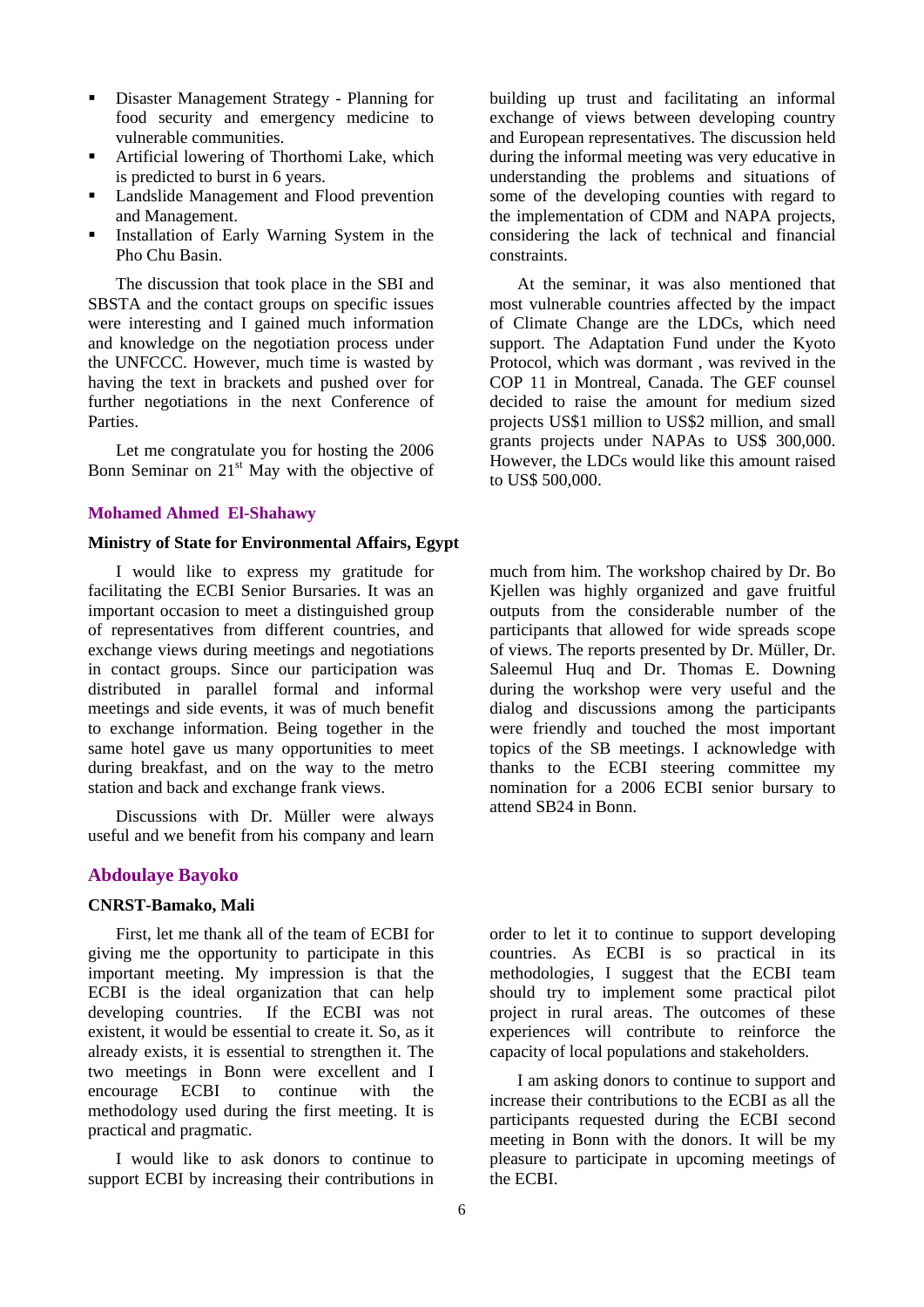- Disaster Management Strategy - Planning for food security and emergency medicine to vulnerable communities.
- Artificial lowering of Thorthomi Lake, which is predicted to burst in 6 years.
- Landslide Management and Flood prevention and Management.
- Installation of Early Warning System in the Pho Chu Basin.

The discussion that took place in the SBI and SBSTA and the contact groups on specific issues were interesting and I gained much information and knowledge on the negotiation process under the UNFCCC. However, much time is wasted by having the text in brackets and pushed over for further negotiations in the next Conference of Parties.

Let me congratulate you for hosting the 2006 Bonn Seminar on 21st May with the objective of building up trust and facilitating an informal exchange of views between developing country and European representatives. The discussion held during the informal meeting was very educative in understanding the problems and situations of some of the developing counties with regard to the implementation of CDM and NAPA projects, considering the lack of technical and financial constraints.

At the seminar, it was also mentioned that most vulnerable countries affected by the impact of Climate Change are the LDCs, which need support. The Adaptation Fund under the Kyoto Protocol, which was dormant , was revived in the COP 11 in Montreal, Canada. The GEF counsel decided to raise the amount for medium sized projects US$1 million to US$2 million, and small grants projects under NAPAs to US$ 300,000. However, the LDCs would like this amount raised to US$ 500,000.

### Mohamed Ahmed El-Shahawy

**Ministry of State for Environmental Affairs, Egypt**

I would like to express my gratitude for facilitating the ECBI Senior Bursaries. It was an important occasion to meet a distinguished group of representatives from different countries, and exchange views during meetings and negotiations in contact groups. Since our participation was distributed in parallel formal and informal meetings and side events, it was of much benefit to exchange information. Being together in the same hotel gave us many opportunities to meet during breakfast, and on the way to the metro station and back and exchange frank views.

Discussions with Dr. Müller were always useful and we benefit from his company and learn much from him. The workshop chaired by Dr. Bo Kjellen was highly organized and gave fruitful outputs from the considerable number of the participants that allowed for wide spreads scope of views. The reports presented by Dr. Müller, Dr. Saleemul Huq and Dr. Thomas E. Downing during the workshop were very useful and the dialog and discussions among the participants were friendly and touched the most important topics of the SB meetings. I acknowledge with thanks to the ECBI steering committee my nomination for a 2006 ECBI senior bursary to attend SB24 in Bonn.

### Abdoulaye Bayoko

**CNRST-Bamako, Mali**

First, let me thank all of the team of ECBI for giving me the opportunity to participate in this important meeting. My impression is that the ECBI is the ideal organization that can help developing countries. If the ECBI was not existent, it would be essential to create it. So, as it already exists, it is essential to strengthen it. The two meetings in Bonn were excellent and I encourage ECBI to continue with the methodology used during the first meeting. It is practical and pragmatic.

I would like to ask donors to continue to support ECBI by increasing their contributions in order to let it to continue to support developing countries. As ECBI is so practical in its methodologies, I suggest that the ECBI team should try to implement some practical pilot project in rural areas. The outcomes of these experiences will contribute to reinforce the capacity of local populations and stakeholders.

I am asking donors to continue to support and increase their contributions to the ECBI as all the participants requested during the ECBI second meeting in Bonn with the donors. It will be my pleasure to participate in upcoming meetings of the ECBI.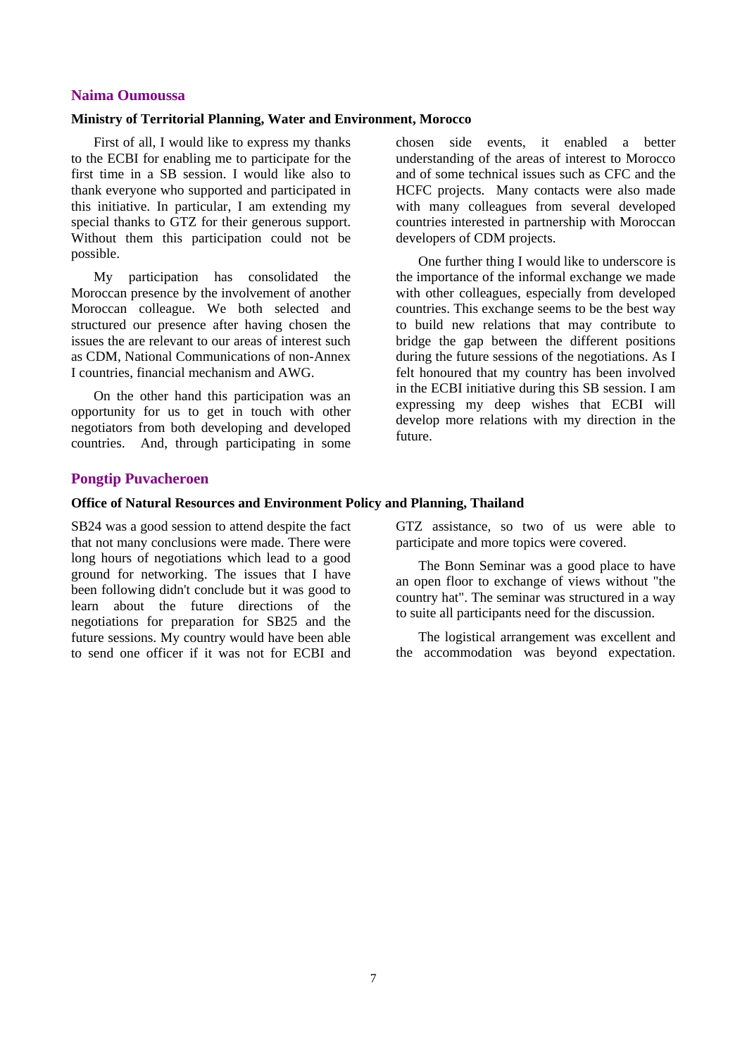## Naima Oumoussa

**Ministry of Territorial Planning, Water and Environment, Morocco**

First of all, I would like to express my thanks to the ECBI for enabling me to participate for the first time in a SB session. I would like also to thank everyone who supported and participated in this initiative. In particular, I am extending my special thanks to GTZ for their generous support. Without them this participation could not be possible.

My participation has consolidated the Moroccan presence by the involvement of another Moroccan colleague. We both selected and structured our presence after having chosen the issues the are relevant to our areas of interest such as CDM, National Communications of non-Annex I countries, financial mechanism and AWG.

On the other hand this participation was an opportunity for us to get in touch with other negotiators from both developing and developed countries. And, through participating in some chosen side events, it enabled a better understanding of the areas of interest to Morocco and of some technical issues such as CFC and the HCFC projects. Many contacts were also made with many colleagues from several developed countries interested in partnership with Moroccan developers of CDM projects.

One further thing I would like to underscore is the importance of the informal exchange we made with other colleagues, especially from developed countries. This exchange seems to be the best way to build new relations that may contribute to bridge the gap between the different positions during the future sessions of the negotiations. As I felt honoured that my country has been involved in the ECBI initiative during this SB session. I am expressing my deep wishes that ECBI will develop more relations with my direction in the future.

## Pongtip Puvacheroen

**Office of Natural Resources and Environment Policy and Planning, Thailand**

SB24 was a good session to attend despite the fact that not many conclusions were made. There were long hours of negotiations which lead to a good ground for networking. The issues that I have been following didn't conclude but it was good to learn about the future directions of the negotiations for preparation for SB25 and the future sessions. My country would have been able to send one officer if it was not for ECBI and GTZ assistance, so two of us were able to participate and more topics were covered.

The Bonn Seminar was a good place to have an open floor to exchange of views without "the country hat". The seminar was structured in a way to suite all participants need for the discussion.

The logistical arrangement was excellent and the accommodation was beyond expectation.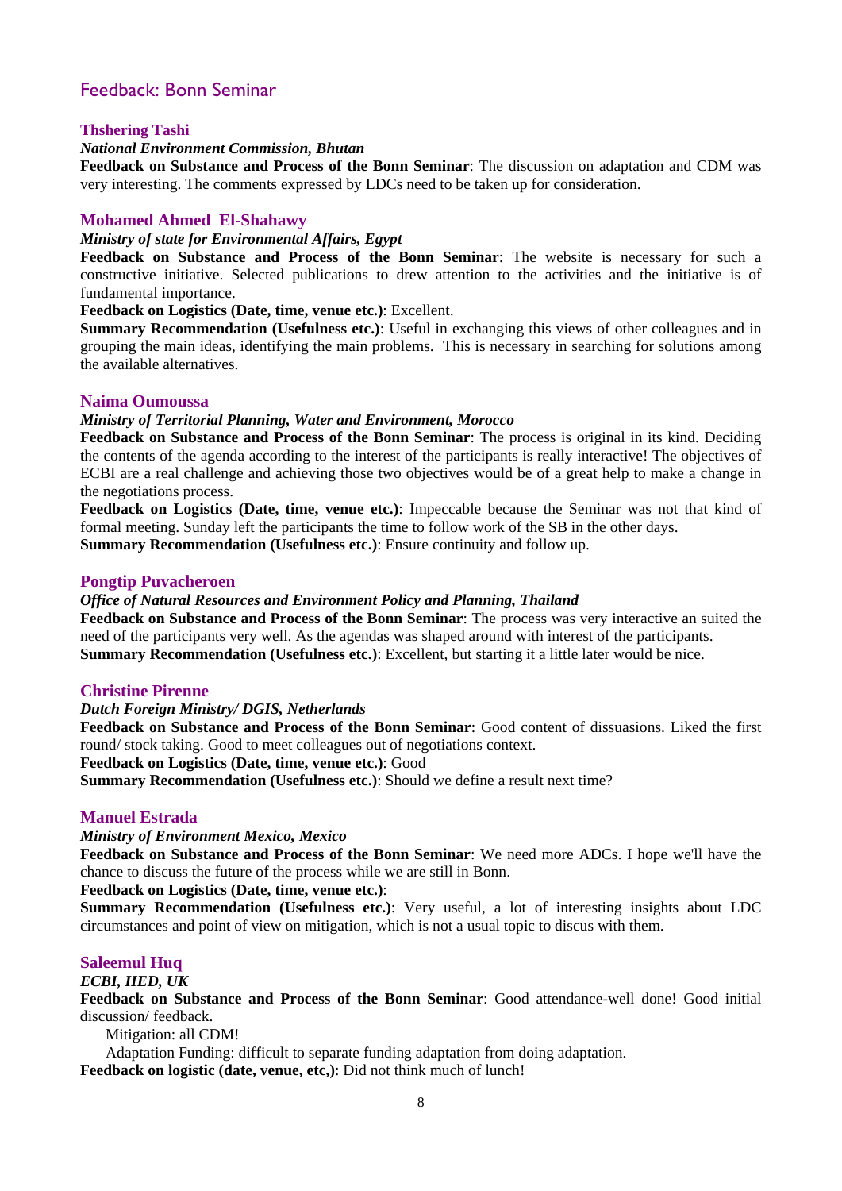## Feedback: Bonn Seminar

### Thshering Tashi

***National Environment Commission, Bhutan***

**Feedback on Substance and Process of the Bonn Seminar**: The discussion on adaptation and CDM was very interesting. The comments expressed by LDCs need to be taken up for consideration.

### Mohamed Ahmed El-Shahawy

***Ministry of state for Environmental Affairs, Egypt***

**Feedback on Substance and Process of the Bonn Seminar**: The website is necessary for such a constructive initiative. Selected publications to drew attention to the activities and the initiative is of fundamental importance.

**Feedback on Logistics (Date, time, venue etc.)**: Excellent.

**Summary Recommendation (Usefulness etc.)**: Useful in exchanging this views of other colleagues and in grouping the main ideas, identifying the main problems. This is necessary in searching for solutions among the available alternatives.

### Naima Oumoussa

***Ministry of Territorial Planning, Water and Environment, Morocco***

**Feedback on Substance and Process of the Bonn Seminar**: The process is original in its kind. Deciding the contents of the agenda according to the interest of the participants is really interactive! The objectives of ECBI are a real challenge and achieving those two objectives would be of a great help to make a change in the negotiations process.

**Feedback on Logistics (Date, time, venue etc.)**: Impeccable because the Seminar was not that kind of formal meeting. Sunday left the participants the time to follow work of the SB in the other days.

**Summary Recommendation (Usefulness etc.)**: Ensure continuity and follow up.

### Pongtip Puvacheroen

***Office of Natural Resources and Environment Policy and Planning, Thailand***

**Feedback on Substance and Process of the Bonn Seminar**: The process was very interactive an suited the need of the participants very well. As the agendas was shaped around with interest of the participants.

**Summary Recommendation (Usefulness etc.)**: Excellent, but starting it a little later would be nice.

### Christine Pirenne

***Dutch Foreign Ministry/ DGIS, Netherlands***

**Feedback on Substance and Process of the Bonn Seminar**: Good content of dissuasions. Liked the first round/ stock taking. Good to meet colleagues out of negotiations context.

**Feedback on Logistics (Date, time, venue etc.)**: Good

**Summary Recommendation (Usefulness etc.)**: Should we define a result next time?

### Manuel Estrada

***Ministry of Environment Mexico, Mexico***

**Feedback on Substance and Process of the Bonn Seminar**: We need more ADCs. I hope we'll have the chance to discuss the future of the process while we are still in Bonn.

**Feedback on Logistics (Date, time, venue etc.)**:

**Summary Recommendation (Usefulness etc.)**: Very useful, a lot of interesting insights about LDC circumstances and point of view on mitigation, which is not a usual topic to discus with them.

### Saleemul Huq

***ECBI, IIED, UK***

**Feedback on Substance and Process of the Bonn Seminar**: Good attendance-well done! Good initial discussion/ feedback.

Mitigation: all CDM!

Adaptation Funding: difficult to separate funding adaptation from doing adaptation.

**Feedback on logistic (date, venue, etc,)**: Did not think much of lunch!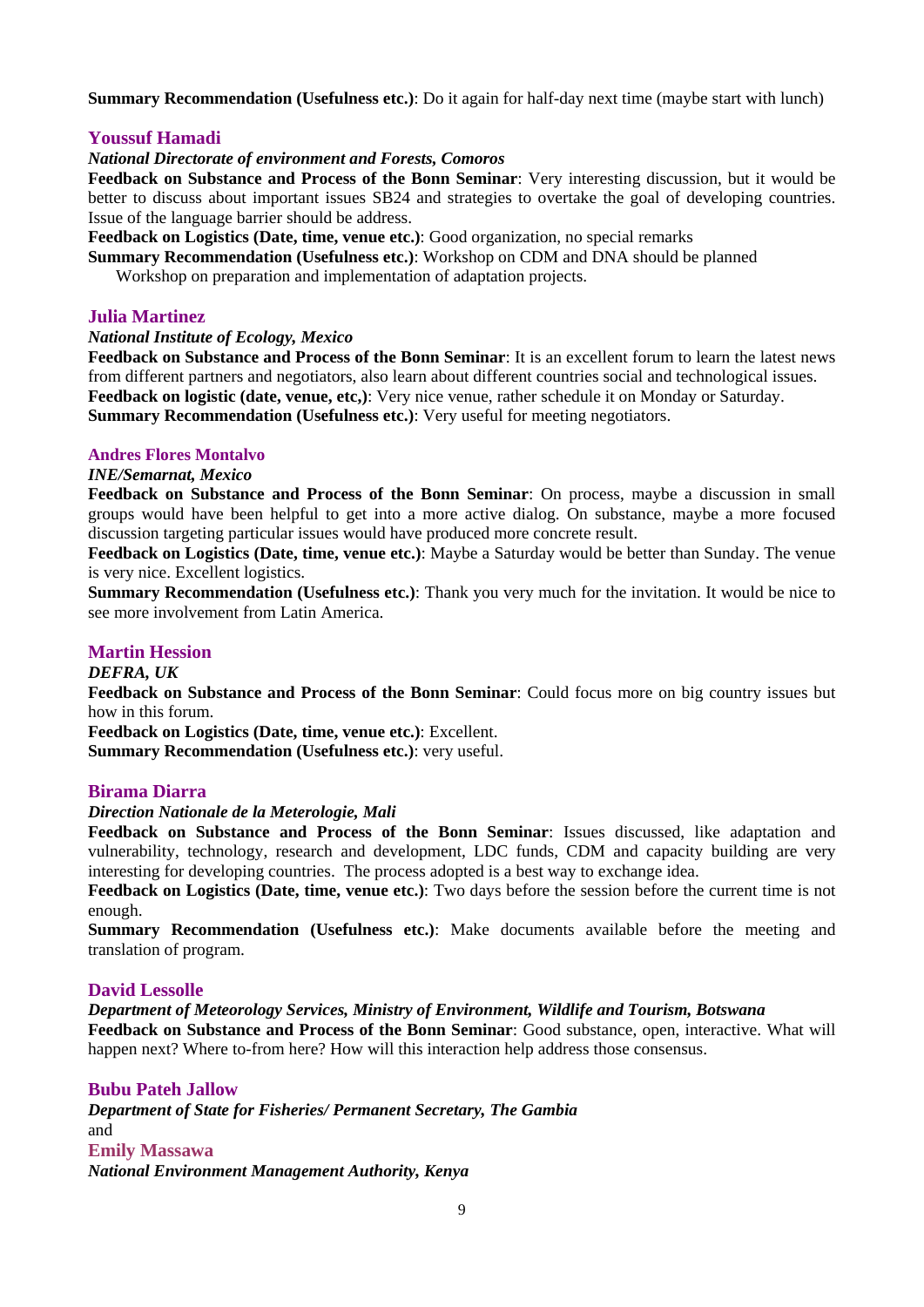**Summary Recommendation (Usefulness etc.)**: Do it again for half-day next time (maybe start with lunch)

### Youssuf Hamadi

***National Directorate of environment and Forests, Comoros***

**Feedback on Substance and Process of the Bonn Seminar**: Very interesting discussion, but it would be better to discuss about important issues SB24 and strategies to overtake the goal of developing countries. Issue of the language barrier should be address.

**Feedback on Logistics (Date, time, venue etc.)**: Good organization, no special remarks

**Summary Recommendation (Usefulness etc.)**: Workshop on CDM and DNA should be planned
Workshop on preparation and implementation of adaptation projects.

### Julia Martinez

***National Institute of Ecology, Mexico***

**Feedback on Substance and Process of the Bonn Seminar**: It is an excellent forum to learn the latest news from different partners and negotiators, also learn about different countries social and technological issues.

**Feedback on logistic (date, venue, etc,)**: Very nice venue, rather schedule it on Monday or Saturday.

**Summary Recommendation (Usefulness etc.)**: Very useful for meeting negotiators.

### Andres Flores Montalvo

***INE/Semarnat, Mexico***

**Feedback on Substance and Process of the Bonn Seminar**: On process, maybe a discussion in small groups would have been helpful to get into a more active dialog. On substance, maybe a more focused discussion targeting particular issues would have produced more concrete result.

**Feedback on Logistics (Date, time, venue etc.)**: Maybe a Saturday would be better than Sunday. The venue is very nice. Excellent logistics.

**Summary Recommendation (Usefulness etc.)**: Thank you very much for the invitation. It would be nice to see more involvement from Latin America.

### Martin Hession

***DEFRA, UK***

**Feedback on Substance and Process of the Bonn Seminar**: Could focus more on big country issues but how in this forum.

**Feedback on Logistics (Date, time, venue etc.)**: Excellent.

**Summary Recommendation (Usefulness etc.)**: very useful.

### Birama Diarra

***Direction Nationale de la Meterologie, Mali***

**Feedback on Substance and Process of the Bonn Seminar**: Issues discussed, like adaptation and vulnerability, technology, research and development, LDC funds, CDM and capacity building are very interesting for developing countries. The process adopted is a best way to exchange idea.

**Feedback on Logistics (Date, time, venue etc.)**: Two days before the session before the current time is not enough.

**Summary Recommendation (Usefulness etc.)**: Make documents available before the meeting and translation of program.

### David Lessolle

***Department of Meteorology Services, Ministry of Environment, Wildlife and Tourism, Botswana***

**Feedback on Substance and Process of the Bonn Seminar**: Good substance, open, interactive. What will happen next? Where to-from here? How will this interaction help address those consensus.

### Bubu Pateh Jallow

***Department of State for Fisheries/ Permanent Secretary, The Gambia***

and

### Emily Massawa

***National Environment Management Authority, Kenya***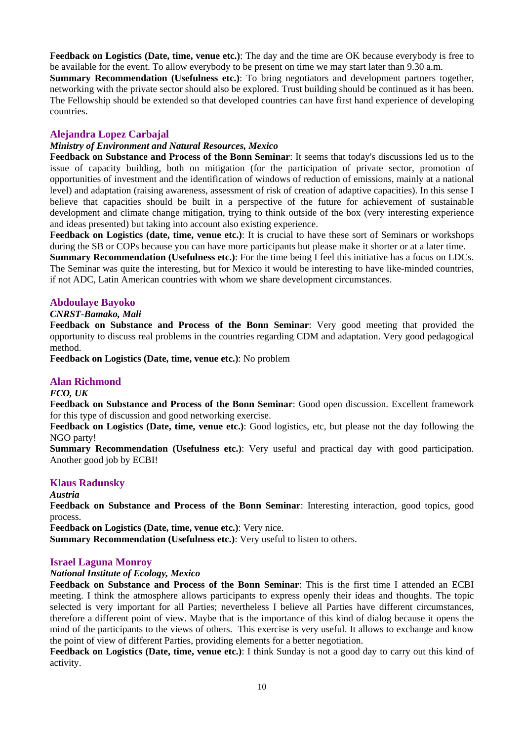**Feedback on Logistics (Date, time, venue etc.)**: The day and the time are OK because everybody is free to be available for the event. To allow everybody to be present on time we may start later than 9.30 a.m.
**Summary Recommendation (Usefulness etc.)**: To bring negotiators and development partners together, networking with the private sector should also be explored. Trust building should be continued as it has been. The Fellowship should be extended so that developed countries can have first hand experience of developing countries.

### Alejandra Lopez Carbajal

***Ministry of Environment and Natural Resources, Mexico***

**Feedback on Substance and Process of the Bonn Seminar**: It seems that today's discussions led us to the issue of capacity building, both on mitigation (for the participation of private sector, promotion of opportunities of investment and the identification of windows of reduction of emissions, mainly at a national level) and adaptation (raising awareness, assessment of risk of creation of adaptive capacities). In this sense I believe that capacities should be built in a perspective of the future for achievement of sustainable development and climate change mitigation, trying to think outside of the box (very interesting experience and ideas presented) but taking into account also existing experience.
**Feedback on Logistics (date, time, venue etc.)**: It is crucial to have these sort of Seminars or workshops during the SB or COPs because you can have more participants but please make it shorter or at a later time.
**Summary Recommendation (Usefulness etc.)**: For the time being I feel this initiative has a focus on LDCs. The Seminar was quite the interesting, but for Mexico it would be interesting to have like-minded countries, if not ADC, Latin American countries with whom we share development circumstances.

### Abdoulaye Bayoko

***CNRST-Bamako, Mali***

**Feedback on Substance and Process of the Bonn Seminar**: Very good meeting that provided the opportunity to discuss real problems in the countries regarding CDM and adaptation. Very good pedagogical method.
**Feedback on Logistics (Date, time, venue etc.)**: No problem

### Alan Richmond

***FCO, UK***

**Feedback on Substance and Process of the Bonn Seminar**: Good open discussion. Excellent framework for this type of discussion and good networking exercise.
**Feedback on Logistics (Date, time, venue etc.)**: Good logistics, etc, but please not the day following the NGO party!
**Summary Recommendation (Usefulness etc.)**: Very useful and practical day with good participation. Another good job by ECBI!

### Klaus Radunsky

***Austria***

**Feedback on Substance and Process of the Bonn Seminar**: Interesting interaction, good topics, good process.
**Feedback on Logistics (Date, time, venue etc.)**: Very nice.
**Summary Recommendation (Usefulness etc.)**: Very useful to listen to others.

### Israel Laguna Monroy

***National Institute of Ecology, Mexico***

**Feedback on Substance and Process of the Bonn Seminar**: This is the first time I attended an ECBI meeting. I think the atmosphere allows participants to express openly their ideas and thoughts. The topic selected is very important for all Parties; nevertheless I believe all Parties have different circumstances, therefore a different point of view. Maybe that is the importance of this kind of dialog because it opens the mind of the participants to the views of others. This exercise is very useful. It allows to exchange and know the point of view of different Parties, providing elements for a better negotiation.
**Feedback on Logistics (Date, time, venue etc.)**: I think Sunday is not a good day to carry out this kind of activity.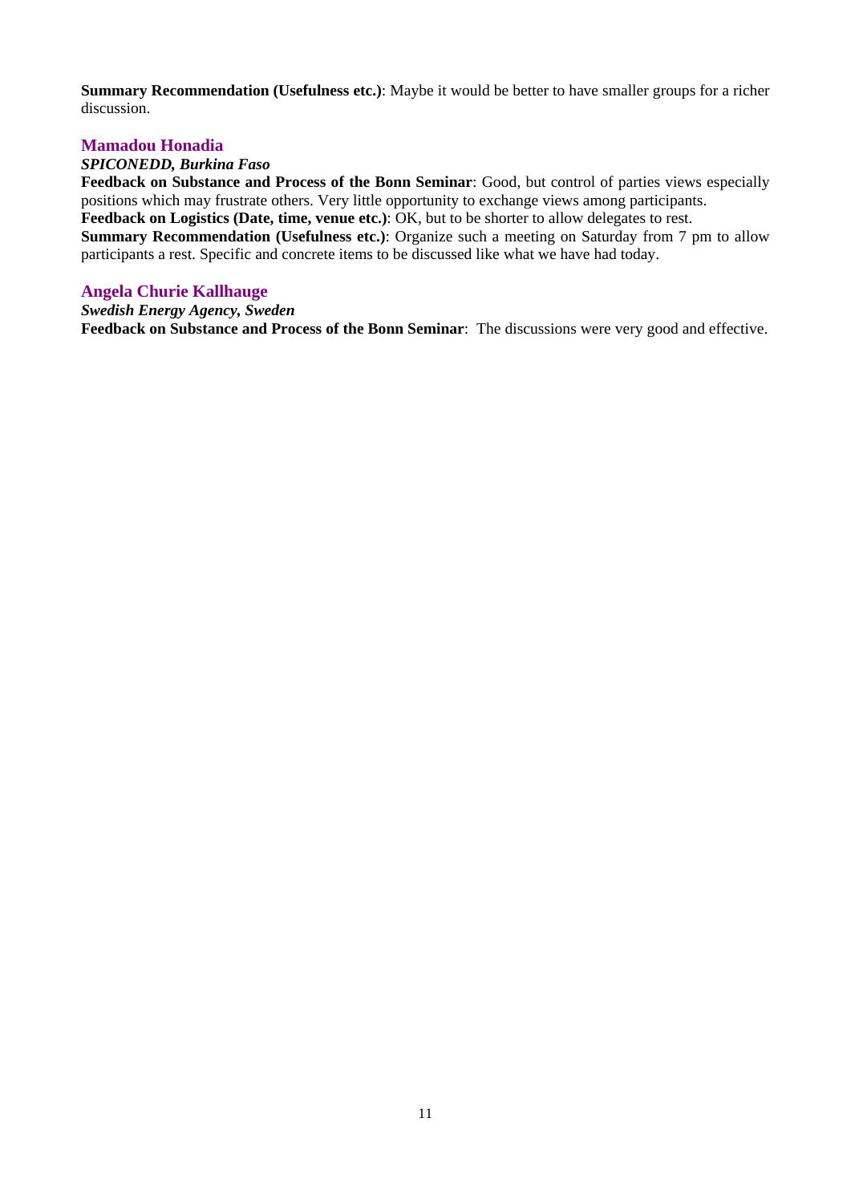**Summary Recommendation (Usefulness etc.)**: Maybe it would be better to have smaller groups for a richer discussion.

### Mamadou Honadia

***SPICONEDD, Burkina Faso***

**Feedback on Substance and Process of the Bonn Seminar**: Good, but control of parties views especially positions which may frustrate others. Very little opportunity to exchange views among participants.

**Feedback on Logistics (Date, time, venue etc.)**: OK, but to be shorter to allow delegates to rest.

**Summary Recommendation (Usefulness etc.)**: Organize such a meeting on Saturday from 7 pm to allow participants a rest. Specific and concrete items to be discussed like what we have had today.

### Angela Churie Kallhauge

***Swedish Energy Agency, Sweden***

**Feedback on Substance and Process of the Bonn Seminar**: The discussions were very good and effective.